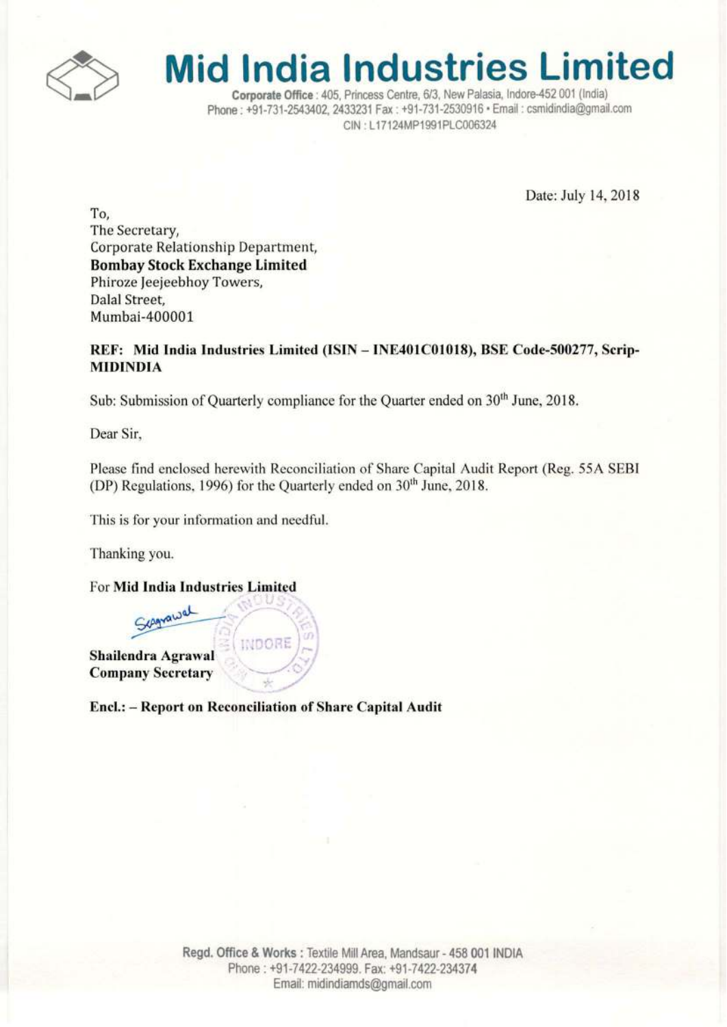# Mid India Industries Limited

**Corporate Office** : 405, Princess Centre, 6/3, New Palasia, Indore-452 001 (India)
Phone : +91-731-2543402, 2433231 Fax : +91-731-2530916 • Email : csmidindia@gmail.com
CIN : L17124MP1991PLC006324

Date: July 14, 2018

To,
The Secretary,
Corporate Relationship Department,
**Bombay Stock Exchange Limited**
Phiroze Jeejeebhoy Towers,
Dalal Street,
Mumbai-400001

**REF: Mid India Industries Limited (ISIN – INE401C01018), BSE Code-500277, Scrip-MIDINDIA**

Sub: Submission of Quarterly compliance for the Quarter ended on 30th June, 2018.

Dear Sir,

Please find enclosed herewith Reconciliation of Share Capital Audit Report (Reg. 55A SEBI (DP) Regulations, 1996) for the Quarterly ended on 30th June, 2018.

This is for your information and needful.

Thanking you.

For **Mid India Industries Limited**

SAgrawal

**Shailendra Agrawal**
**Company Secretary**

**Encl.: – Report on Reconciliation of Share Capital Audit**

**Regd. Office & Works** : Textile Mill Area, Mandsaur - 458 001 INDIA
Phone : +91-7422-234999. Fax: +91-7422-234374
Email: midindiamds@gmail.com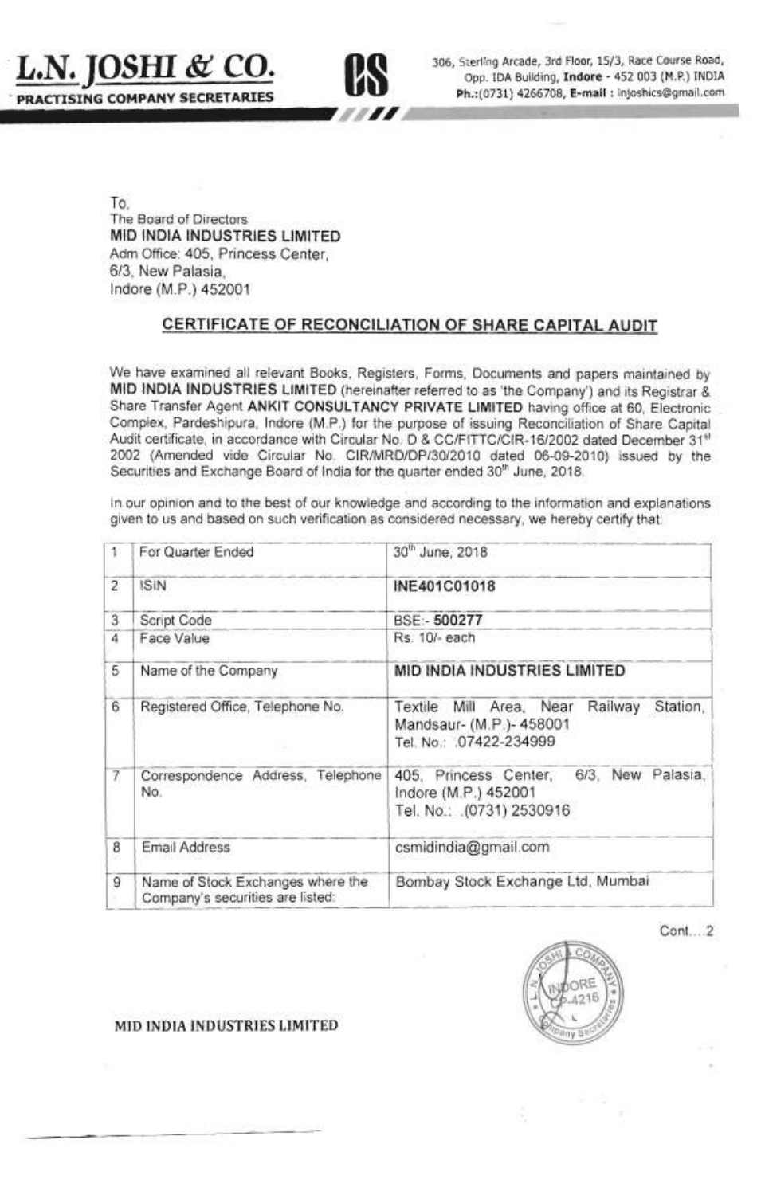# L.N. JOSHI & CO.

PRACTISING COMPANY SECRETARIES

306, Sterling Arcade, 3rd Floor, 15/3, Race Course Road, Opp. IDA Building, **Indore** - 452 003 (M.P.) INDIA
**Ph.:**(0731) 4266708, **E-mail :** lnjoshics@gmail.com

To,
The Board of Directors
**MID INDIA INDUSTRIES LIMITED**
Adm Office: 405, Princess Center,
6/3, New Palasia,
Indore (M.P.) 452001

## CERTIFICATE OF RECONCILIATION OF SHARE CAPITAL AUDIT

We have examined all relevant Books, Registers, Forms, Documents and papers maintained by **MID INDIA INDUSTRIES LIMITED** (hereinafter referred to as 'the Company') and its Registrar & Share Transfer Agent **ANKIT CONSULTANCY PRIVATE LIMITED** having office at 60, Electronic Complex, Pardeshipura, Indore (M.P.) for the purpose of issuing Reconciliation of Share Capital Audit certificate, in accordance with Circular No. D & CC/FITTC/CIR-16/2002 dated December 31st 2002 (Amended vide Circular No. CIR/MRD/DP/30/2010 dated 06-09-2010) issued by the Securities and Exchange Board of India for the quarter ended 30th June, 2018.

In our opinion and to the best of our knowledge and according to the information and explanations given to us and based on such verification as considered necessary, we hereby certify that:

| | | |
|---|---|---|
| 1 | For Quarter Ended | 30th June, 2018 |
| 2 | ISIN | **INE401C01018** |
| 3 | Script Code | BSE:- **500277** |
| 4 | Face Value | Rs. 10/- each |
| 5 | Name of the Company | **MID INDIA INDUSTRIES LIMITED** |
| 6 | Registered Office, Telephone No. | Textile Mill Area, Near Railway Station, Mandsaur- (M.P.)- 458001<br>Tel. No.: 07422-234999 |
| 7 | Correspondence Address, Telephone No. | 405, Princess Center, 6/3, New Palasia, Indore (M.P.) 452001<br>Tel. No.: (0731) 2530916 |
| 8 | Email Address | csmidindia@gmail.com |
| 9 | Name of Stock Exchanges where the Company's securities are listed: | Bombay Stock Exchange Ltd, Mumbai |

Cont... 2

MID INDIA INDUSTRIES LIMITED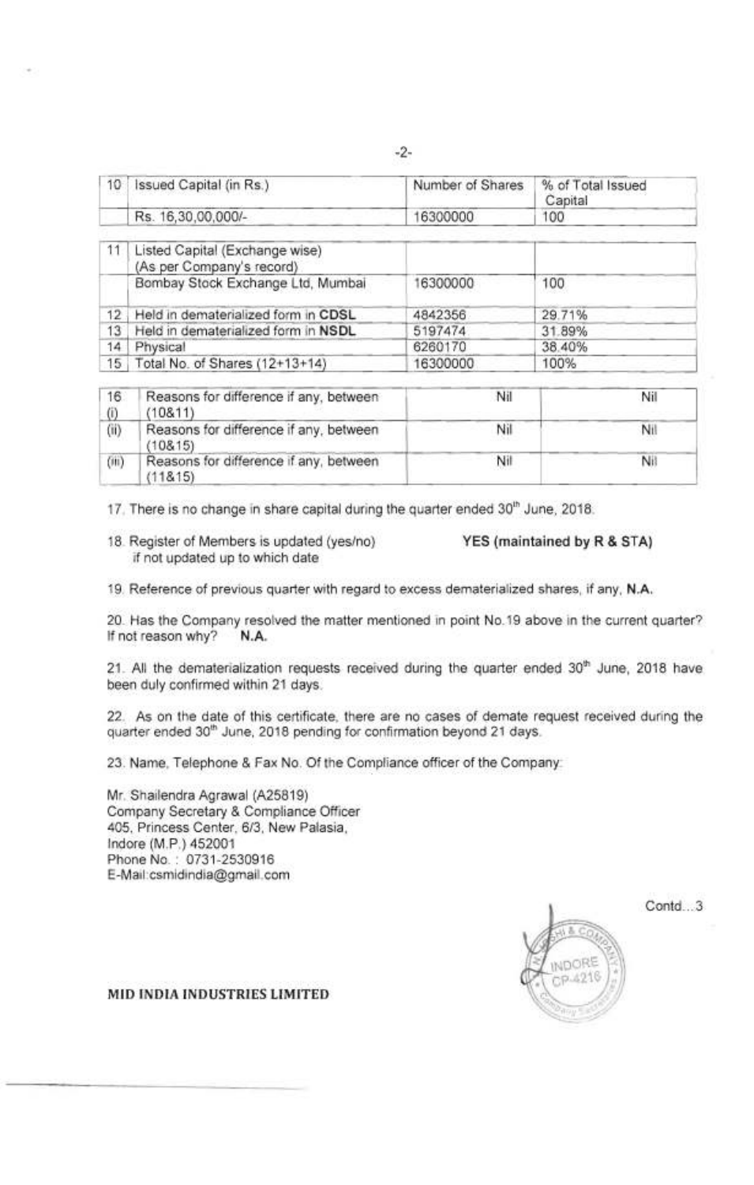| 10 | Issued Capital (in Rs.) | Number of Shares | % of Total Issued Capital |
|---|---|---|---|
| | Rs. 16,30,00,000/- | 16300000 | 100 |

| 11 | Listed Capital (Exchange wise) (As per Company's record) | | |
|---|---|---|---|
| | Bombay Stock Exchange Ltd, Mumbai | 16300000 | 100 |
| 12 | Held in dematerialized form in **CDSL** | 4842356 | 29.71% |
| 13 | Held in dematerialized form in **NSDL** | 5197474 | 31.89% |
| 14 | Physical | 6260170 | 38.40% |
| 15 | Total No. of Shares (12+13+14) | 16300000 | 100% |

| 16 (i) | Reasons for difference if any, between (10&11) | Nil | Nil |
|---|---|---|---|
| (ii) | Reasons for difference if any, between (10&15) | Nil | Nil |
| (iii) | Reasons for difference if any, between (11&15) | Nil | Nil |

17. There is no change in share capital during the quarter ended 30th June, 2018.

18. Register of Members is updated (yes/no) if not updated up to which date **YES (maintained by R & STA)**

19. Reference of previous quarter with regard to excess dematerialized shares, if any, **N.A.**

20. Has the Company resolved the matter mentioned in point No.19 above in the current quarter? If not reason why? **N.A.**

21. All the dematerialization requests received during the quarter ended 30th June, 2018 have been duly confirmed within 21 days.

22. As on the date of this certificate, there are no cases of demate request received during the quarter ended 30th June, 2018 pending for confirmation beyond 21 days.

23. Name, Telephone & Fax No. Of the Compliance officer of the Company:

Mr. Shailendra Agrawal (A25819)
Company Secretary & Compliance Officer
405, Princess Center, 6/3, New Palasia,
Indore (M.P.) 452001
Phone No. : 0731-2530916
E-Mail:csmidindia@gmail.com

Contd...3

**MID INDIA INDUSTRIES LIMITED**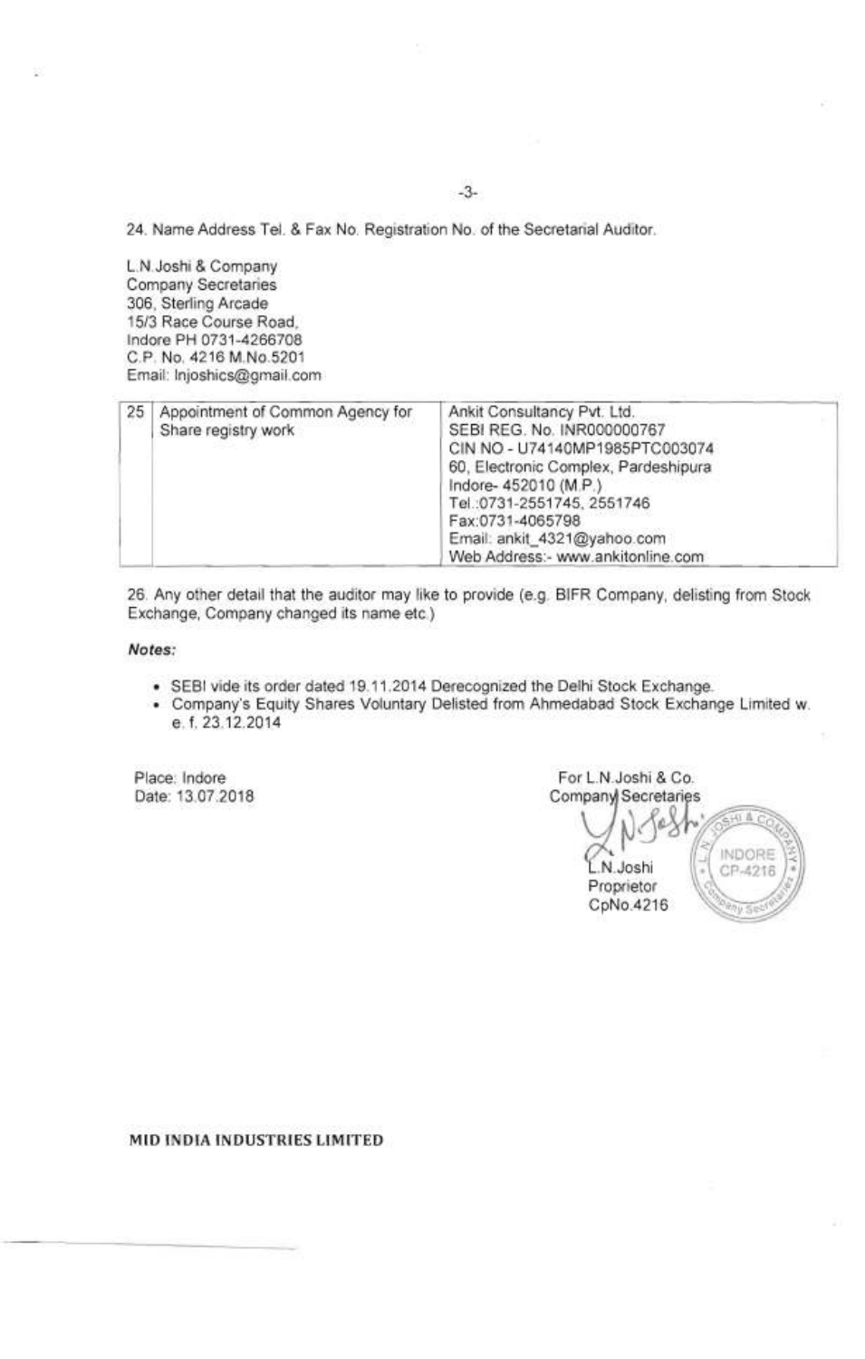24. Name Address Tel. & Fax No. Registration No. of the Secretarial Auditor.

L.N.Joshi & Company
Company Secretaries
306, Sterling Arcade
15/3 Race Course Road,
Indore PH 0731-4266708
C.P. No. 4216 M.No.5201
Email: lnjoshics@gmail.com

| | | |
|---|---|---|
| 25 | Appointment of Common Agency for Share registry work | Ankit Consultancy Pvt. Ltd.<br>SEBI REG. No. INR000000767<br>CIN NO - U74140MP1985PTC003074<br>60, Electronic Complex, Pardeshipura<br>Indore- 452010 (M.P.)<br>Tel.:0731-2551745, 2551746<br>Fax:0731-4065798<br>Email: ankit_4321@yahoo.com<br>Web Address:- www.ankitonline.com |

26. Any other detail that the auditor may like to provide (e.g. BIFR Company, delisting from Stock Exchange, Company changed its name etc.)

***Notes:***

- SEBI vide its order dated 19.11.2014 Derecognized the Delhi Stock Exchange.
- Company's Equity Shares Voluntary Delisted from Ahmedabad Stock Exchange Limited w. e. f. 23.12.2014

Place: Indore
Date: 13.07.2018

For L.N.Joshi & Co.
Company Secretaries

L.N.Joshi
Proprietor
CpNo.4216

**MID INDIA INDUSTRIES LIMITED**